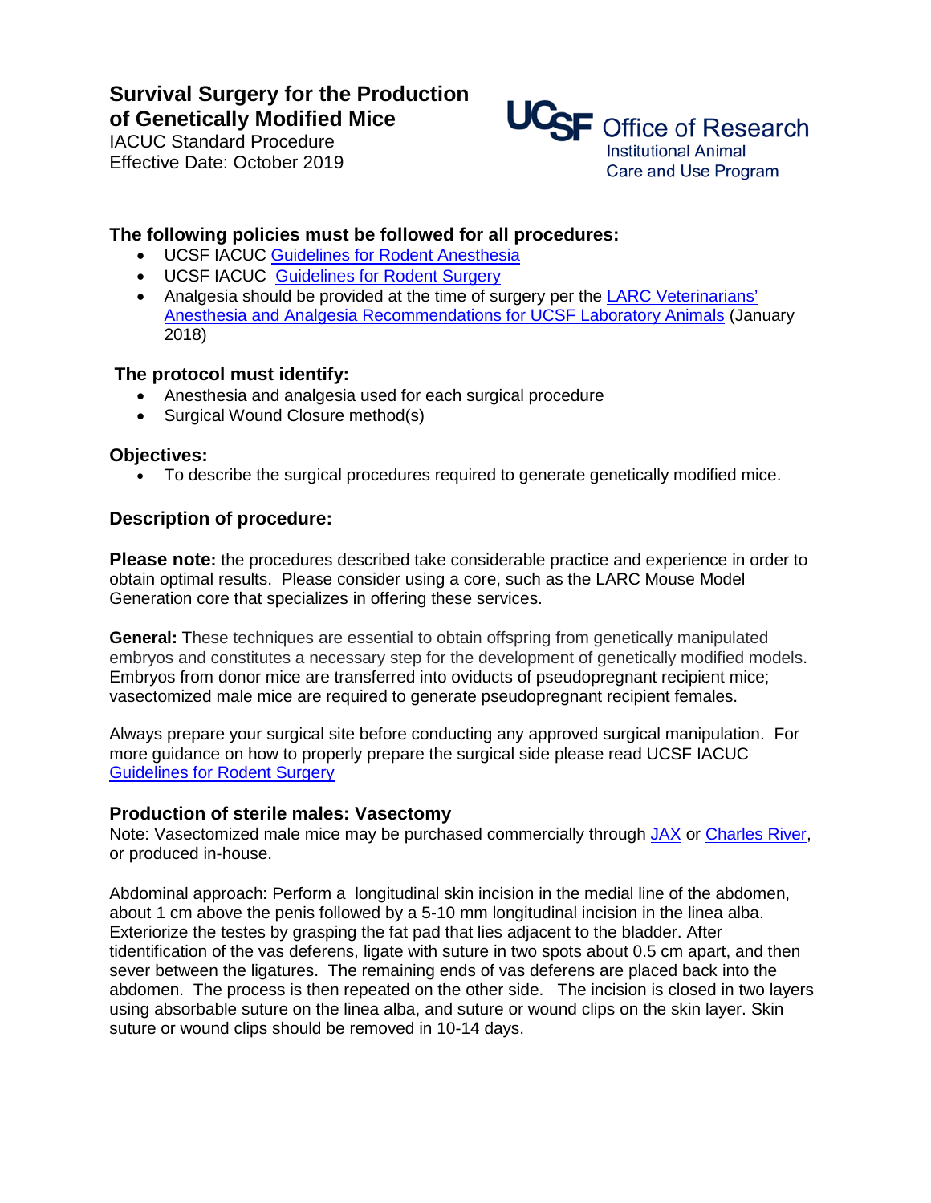# Survival Surgery for the Production of Genetically Modified Mice

IACUC Standard Procedure
Effective Date: October 2019

UCSF Office of Research
Institutional Animal Care and Use Program

### The following policies must be followed for all procedures:

- UCSF IACUC Guidelines for Rodent Anesthesia
- UCSF IACUC Guidelines for Rodent Surgery
- Analgesia should be provided at the time of surgery per the LARC Veterinarians' Anesthesia and Analgesia Recommendations for UCSF Laboratory Animals (January 2018)

### The protocol must identify:

- Anesthesia and analgesia used for each surgical procedure
- Surgical Wound Closure method(s)

### Objectives:

- To describe the surgical procedures required to generate genetically modified mice.

### Description of procedure:

**Please note:** the procedures described take considerable practice and experience in order to obtain optimal results. Please consider using a core, such as the LARC Mouse Model Generation core that specializes in offering these services.

**General:** These techniques are essential to obtain offspring from genetically manipulated embryos and constitutes a necessary step for the development of genetically modified models. Embryos from donor mice are transferred into oviducts of pseudopregnant recipient mice; vasectomized male mice are required to generate pseudopregnant recipient females.

Always prepare your surgical site before conducting any approved surgical manipulation. For more guidance on how to properly prepare the surgical side please read UCSF IACUC Guidelines for Rodent Surgery

### Production of sterile males: Vasectomy

Note: Vasectomized male mice may be purchased commercially through JAX or Charles River, or produced in-house.

Abdominal approach: Perform a longitudinal skin incision in the medial line of the abdomen, about 1 cm above the penis followed by a 5-10 mm longitudinal incision in the linea alba. Exteriorize the testes by grasping the fat pad that lies adjacent to the bladder. After tidentification of the vas deferens, ligate with suture in two spots about 0.5 cm apart, and then sever between the ligatures. The remaining ends of vas deferens are placed back into the abdomen. The process is then repeated on the other side. The incision is closed in two layers using absorbable suture on the linea alba, and suture or wound clips on the skin layer. Skin suture or wound clips should be removed in 10-14 days.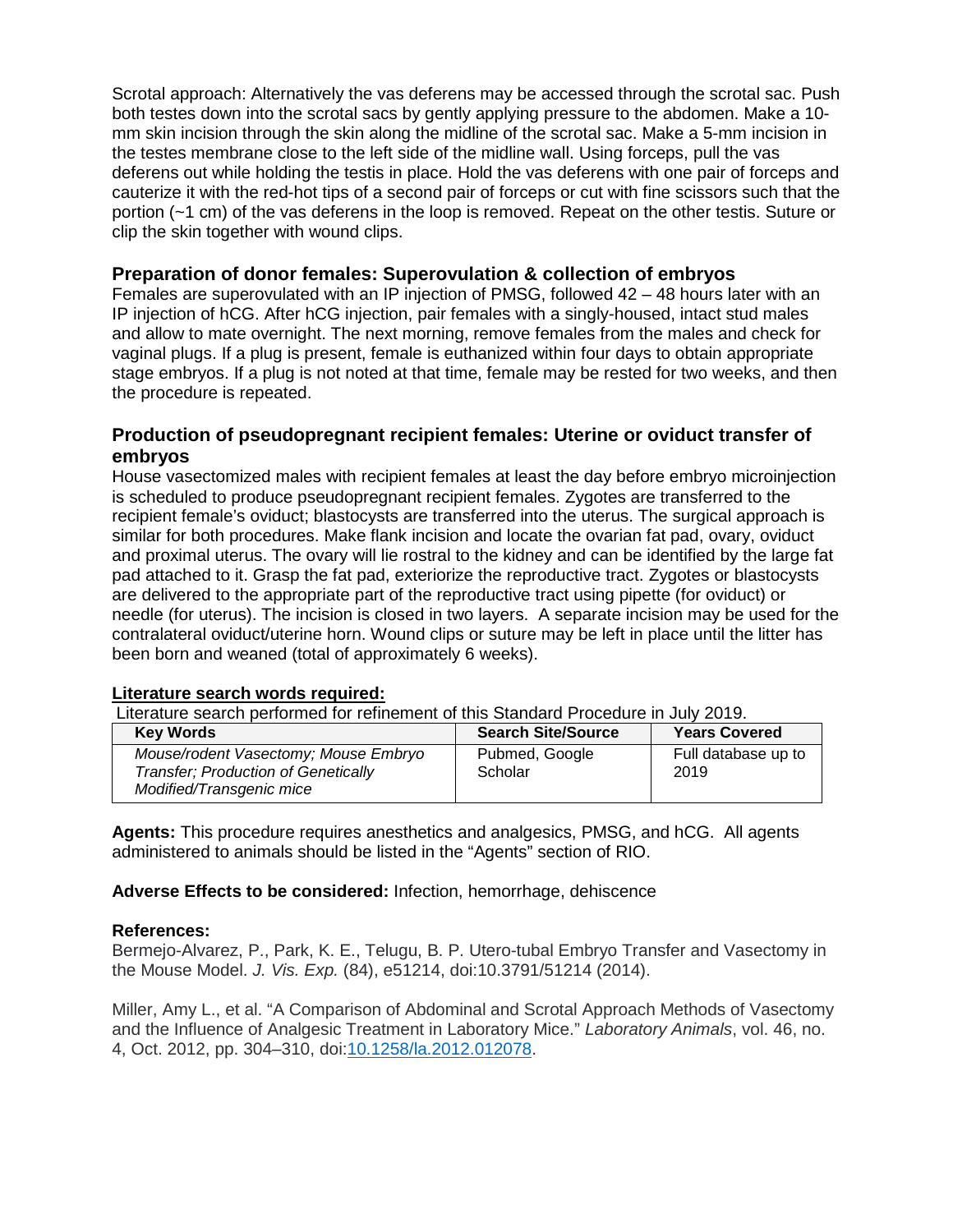Scrotal approach: Alternatively the vas deferens may be accessed through the scrotal sac. Push both testes down into the scrotal sacs by gently applying pressure to the abdomen. Make a 10-mm skin incision through the skin along the midline of the scrotal sac. Make a 5-mm incision in the testes membrane close to the left side of the midline wall. Using forceps, pull the vas deferens out while holding the testis in place. Hold the vas deferens with one pair of forceps and cauterize it with the red-hot tips of a second pair of forceps or cut with fine scissors such that the portion (~1 cm) of the vas deferens in the loop is removed. Repeat on the other testis. Suture or clip the skin together with wound clips.

### Preparation of donor females: Superovulation & collection of embryos

Females are superovulated with an IP injection of PMSG, followed 42 – 48 hours later with an IP injection of hCG. After hCG injection, pair females with a singly-housed, intact stud males and allow to mate overnight. The next morning, remove females from the males and check for vaginal plugs. If a plug is present, female is euthanized within four days to obtain appropriate stage embryos. If a plug is not noted at that time, female may be rested for two weeks, and then the procedure is repeated.

### Production of pseudopregnant recipient females: Uterine or oviduct transfer of embryos

House vasectomized males with recipient females at least the day before embryo microinjection is scheduled to produce pseudopregnant recipient females. Zygotes are transferred to the recipient female's oviduct; blastocysts are transferred into the uterus. The surgical approach is similar for both procedures. Make flank incision and locate the ovarian fat pad, ovary, oviduct and proximal uterus. The ovary will lie rostral to the kidney and can be identified by the large fat pad attached to it. Grasp the fat pad, exteriorize the reproductive tract. Zygotes or blastocysts are delivered to the appropriate part of the reproductive tract using pipette (for oviduct) or needle (for uterus). The incision is closed in two layers. A separate incision may be used for the contralateral oviduct/uterine horn. Wound clips or suture may be left in place until the litter has been born and weaned (total of approximately 6 weeks).

**Literature search words required:**

Literature search performed for refinement of this Standard Procedure in July 2019.

| Key Words | Search Site/Source | Years Covered |
|---|---|---|
| *Mouse/rodent Vasectomy; Mouse Embryo Transfer; Production of Genetically Modified/Transgenic mice* | Pubmed, Google Scholar | Full database up to 2019 |

**Agents:** This procedure requires anesthetics and analgesics, PMSG, and hCG. All agents administered to animals should be listed in the "Agents" section of RIO.

**Adverse Effects to be considered:** Infection, hemorrhage, dehiscence

**References:**

Bermejo-Alvarez, P., Park, K. E., Telugu, B. P. Utero-tubal Embryo Transfer and Vasectomy in the Mouse Model. *J. Vis. Exp.* (84), e51214, doi:10.3791/51214 (2014).

Miller, Amy L., et al. "A Comparison of Abdominal and Scrotal Approach Methods of Vasectomy and the Influence of Analgesic Treatment in Laboratory Mice." *Laboratory Animals*, vol. 46, no. 4, Oct. 2012, pp. 304–310, doi:10.1258/la.2012.012078.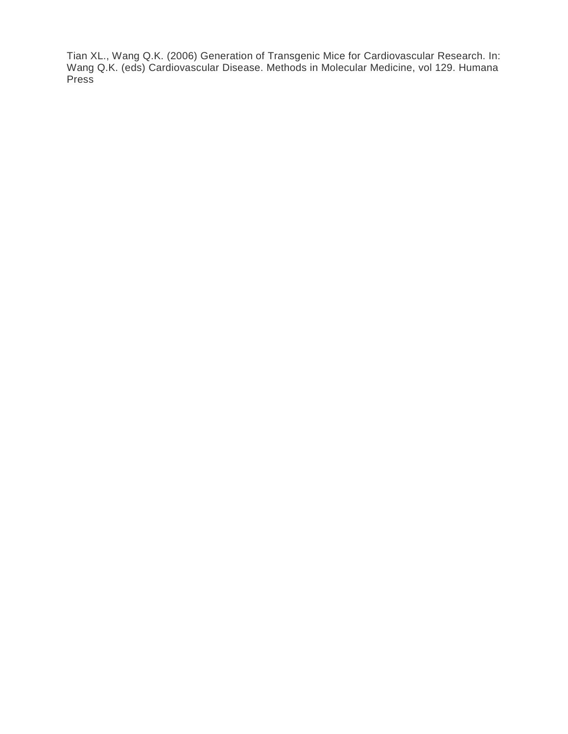Tian XL., Wang Q.K. (2006) Generation of Transgenic Mice for Cardiovascular Research. In: Wang Q.K. (eds) Cardiovascular Disease. Methods in Molecular Medicine, vol 129. Humana Press